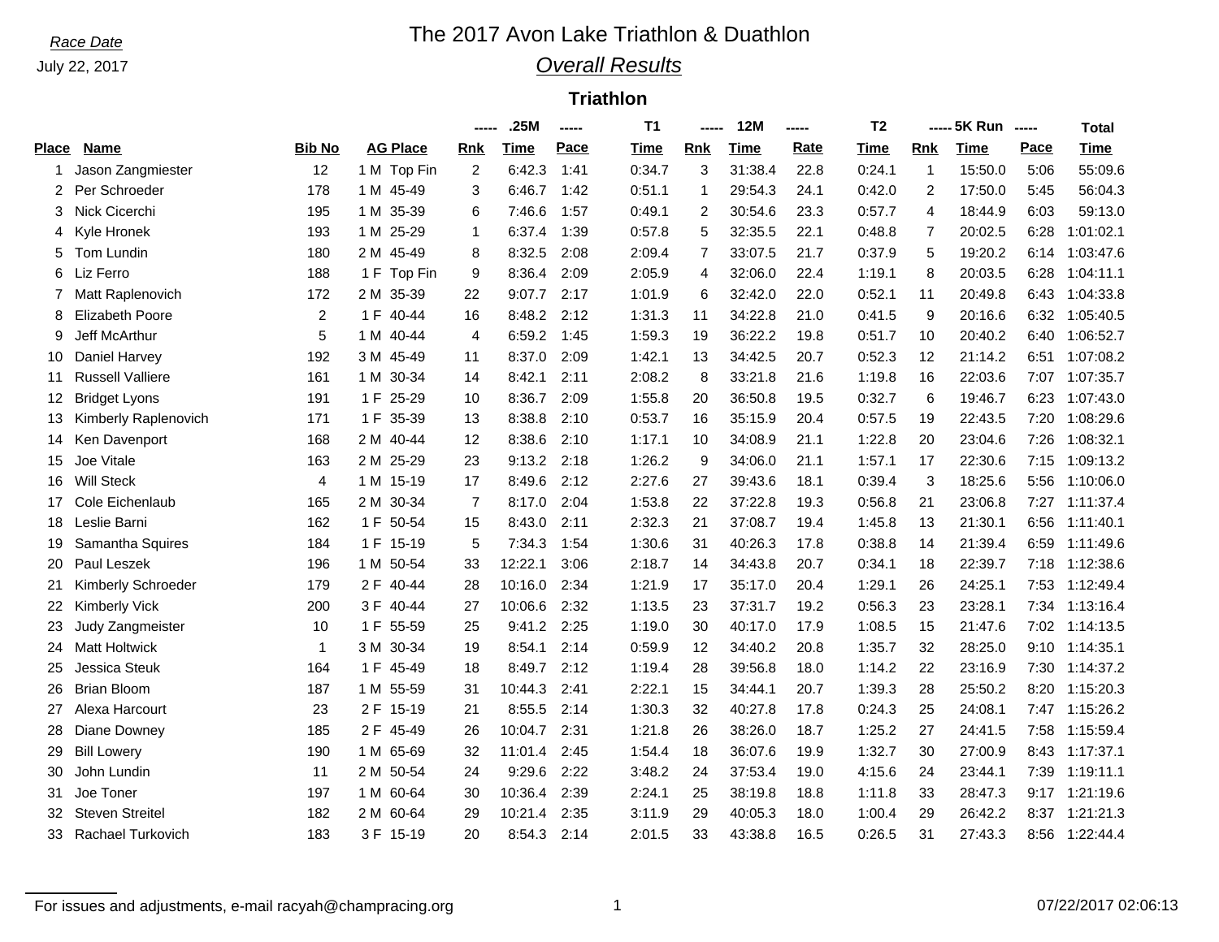*Race Date*

July 22, 2017

# The 2017 Avon Lake Triathlon & Duathlon

## *Overall Results*

### Triathlon

| | | | | .25M | | | T1 | 12M | | | T2 | 5K Run | | | Total |
|---|---|---|---|---|---|---|---|---|---|---|---|---|---|---|---|
| **Place** | **Name** | **Bib No** | **AG Place** | **Rnk** | **Time** | **Pace** | **Time** | **Rnk** | **Time** | **Rate** | **Time** | **Rnk** | **Time** | **Pace** | **Time** |
| 1 | Jason Zangmiester | 12 | 1 M Top Fin | 2 | 6:42.3 | 1:41 | 0:34.7 | 3 | 31:38.4 | 22.8 | 0:24.1 | 1 | 15:50.0 | 5:06 | 55:09.6 |
| 2 | Per Schroeder | 178 | 1 M 45-49 | 3 | 6:46.7 | 1:42 | 0:51.1 | 1 | 29:54.3 | 24.1 | 0:42.0 | 2 | 17:50.0 | 5:45 | 56:04.3 |
| 3 | Nick Cicerchi | 195 | 1 M 35-39 | 6 | 7:46.6 | 1:57 | 0:49.1 | 2 | 30:54.6 | 23.3 | 0:57.7 | 4 | 18:44.9 | 6:03 | 59:13.0 |
| 4 | Kyle Hronek | 193 | 1 M 25-29 | 1 | 6:37.4 | 1:39 | 0:57.8 | 5 | 32:35.5 | 22.1 | 0:48.8 | 7 | 20:02.5 | 6:28 | 1:01:02.1 |
| 5 | Tom Lundin | 180 | 2 M 45-49 | 8 | 8:32.5 | 2:08 | 2:09.4 | 7 | 33:07.5 | 21.7 | 0:37.9 | 5 | 19:20.2 | 6:14 | 1:03:47.6 |
| 6 | Liz Ferro | 188 | 1 F Top Fin | 9 | 8:36.4 | 2:09 | 2:05.9 | 4 | 32:06.0 | 22.4 | 1:19.1 | 8 | 20:03.5 | 6:28 | 1:04:11.1 |
| 7 | Matt Raplenovich | 172 | 2 M 35-39 | 22 | 9:07.7 | 2:17 | 1:01.9 | 6 | 32:42.0 | 22.0 | 0:52.1 | 11 | 20:49.8 | 6:43 | 1:04:33.8 |
| 8 | Elizabeth Poore | 2 | 1 F 40-44 | 16 | 8:48.2 | 2:12 | 1:31.3 | 11 | 34:22.8 | 21.0 | 0:41.5 | 9 | 20:16.6 | 6:32 | 1:05:40.5 |
| 9 | Jeff McArthur | 5 | 1 M 40-44 | 4 | 6:59.2 | 1:45 | 1:59.3 | 19 | 36:22.2 | 19.8 | 0:51.7 | 10 | 20:40.2 | 6:40 | 1:06:52.7 |
| 10 | Daniel Harvey | 192 | 3 M 45-49 | 11 | 8:37.0 | 2:09 | 1:42.1 | 13 | 34:42.5 | 20.7 | 0:52.3 | 12 | 21:14.2 | 6:51 | 1:07:08.2 |
| 11 | Russell Valliere | 161 | 1 M 30-34 | 14 | 8:42.1 | 2:11 | 2:08.2 | 8 | 33:21.8 | 21.6 | 1:19.8 | 16 | 22:03.6 | 7:07 | 1:07:35.7 |
| 12 | Bridget Lyons | 191 | 1 F 25-29 | 10 | 8:36.7 | 2:09 | 1:55.8 | 20 | 36:50.8 | 19.5 | 0:32.7 | 6 | 19:46.7 | 6:23 | 1:07:43.0 |
| 13 | Kimberly Raplenovich | 171 | 1 F 35-39 | 13 | 8:38.8 | 2:10 | 0:53.7 | 16 | 35:15.9 | 20.4 | 0:57.5 | 19 | 22:43.5 | 7:20 | 1:08:29.6 |
| 14 | Ken Davenport | 168 | 2 M 40-44 | 12 | 8:38.6 | 2:10 | 1:17.1 | 10 | 34:08.9 | 21.1 | 1:22.8 | 20 | 23:04.6 | 7:26 | 1:08:32.1 |
| 15 | Joe Vitale | 163 | 2 M 25-29 | 23 | 9:13.2 | 2:18 | 1:26.2 | 9 | 34:06.0 | 21.1 | 1:57.1 | 17 | 22:30.6 | 7:15 | 1:09:13.2 |
| 16 | Will Steck | 4 | 1 M 15-19 | 17 | 8:49.6 | 2:12 | 2:27.6 | 27 | 39:43.6 | 18.1 | 0:39.4 | 3 | 18:25.6 | 5:56 | 1:10:06.0 |
| 17 | Cole Eichenlaub | 165 | 2 M 30-34 | 7 | 8:17.0 | 2:04 | 1:53.8 | 22 | 37:22.8 | 19.3 | 0:56.8 | 21 | 23:06.8 | 7:27 | 1:11:37.4 |
| 18 | Leslie Barni | 162 | 1 F 50-54 | 15 | 8:43.0 | 2:11 | 2:32.3 | 21 | 37:08.7 | 19.4 | 1:45.8 | 13 | 21:30.1 | 6:56 | 1:11:40.1 |
| 19 | Samantha Squires | 184 | 1 F 15-19 | 5 | 7:34.3 | 1:54 | 1:30.6 | 31 | 40:26.3 | 17.8 | 0:38.8 | 14 | 21:39.4 | 6:59 | 1:11:49.6 |
| 20 | Paul Leszek | 196 | 1 M 50-54 | 33 | 12:22.1 | 3:06 | 2:18.7 | 14 | 34:43.8 | 20.7 | 0:34.1 | 18 | 22:39.7 | 7:18 | 1:12:38.6 |
| 21 | Kimberly Schroeder | 179 | 2 F 40-44 | 28 | 10:16.0 | 2:34 | 1:21.9 | 17 | 35:17.0 | 20.4 | 1:29.1 | 26 | 24:25.1 | 7:53 | 1:12:49.4 |
| 22 | Kimberly Vick | 200 | 3 F 40-44 | 27 | 10:06.6 | 2:32 | 1:13.5 | 23 | 37:31.7 | 19.2 | 0:56.3 | 23 | 23:28.1 | 7:34 | 1:13:16.4 |
| 23 | Judy Zangmeister | 10 | 1 F 55-59 | 25 | 9:41.2 | 2:25 | 1:19.0 | 30 | 40:17.0 | 17.9 | 1:08.5 | 15 | 21:47.6 | 7:02 | 1:14:13.5 |
| 24 | Matt Holtwick | 1 | 3 M 30-34 | 19 | 8:54.1 | 2:14 | 0:59.9 | 12 | 34:40.2 | 20.8 | 1:35.7 | 32 | 28:25.0 | 9:10 | 1:14:35.1 |
| 25 | Jessica Steuk | 164 | 1 F 45-49 | 18 | 8:49.7 | 2:12 | 1:19.4 | 28 | 39:56.8 | 18.0 | 1:14.2 | 22 | 23:16.9 | 7:30 | 1:14:37.2 |
| 26 | Brian Bloom | 187 | 1 M 55-59 | 31 | 10:44.3 | 2:41 | 2:22.1 | 15 | 34:44.1 | 20.7 | 1:39.3 | 28 | 25:50.2 | 8:20 | 1:15:20.3 |
| 27 | Alexa Harcourt | 23 | 2 F 15-19 | 21 | 8:55.5 | 2:14 | 1:30.3 | 32 | 40:27.8 | 17.8 | 0:24.3 | 25 | 24:08.1 | 7:47 | 1:15:26.2 |
| 28 | Diane Downey | 185 | 2 F 45-49 | 26 | 10:04.7 | 2:31 | 1:21.8 | 26 | 38:26.0 | 18.7 | 1:25.2 | 27 | 24:41.5 | 7:58 | 1:15:59.4 |
| 29 | Bill Lowery | 190 | 1 M 65-69 | 32 | 11:01.4 | 2:45 | 1:54.4 | 18 | 36:07.6 | 19.9 | 1:32.7 | 30 | 27:00.9 | 8:43 | 1:17:37.1 |
| 30 | John Lundin | 11 | 2 M 50-54 | 24 | 9:29.6 | 2:22 | 3:48.2 | 24 | 37:53.4 | 19.0 | 4:15.6 | 24 | 23:44.1 | 7:39 | 1:19:11.1 |
| 31 | Joe Toner | 197 | 1 M 60-64 | 30 | 10:36.4 | 2:39 | 2:24.1 | 25 | 38:19.8 | 18.8 | 1:11.8 | 33 | 28:47.3 | 9:17 | 1:21:19.6 |
| 32 | Steven Streitel | 182 | 2 M 60-64 | 29 | 10:21.4 | 2:35 | 3:11.9 | 29 | 40:05.3 | 18.0 | 1:00.4 | 29 | 26:42.2 | 8:37 | 1:21:21.3 |
| 33 | Rachael Turkovich | 183 | 3 F 15-19 | 20 | 8:54.3 | 2:14 | 2:01.5 | 33 | 43:38.8 | 16.5 | 0:26.5 | 31 | 27:43.3 | 8:56 | 1:22:44.4 |

For issues and adjustments, e-mail racyah@champracing.org

07/22/2017 02:06:13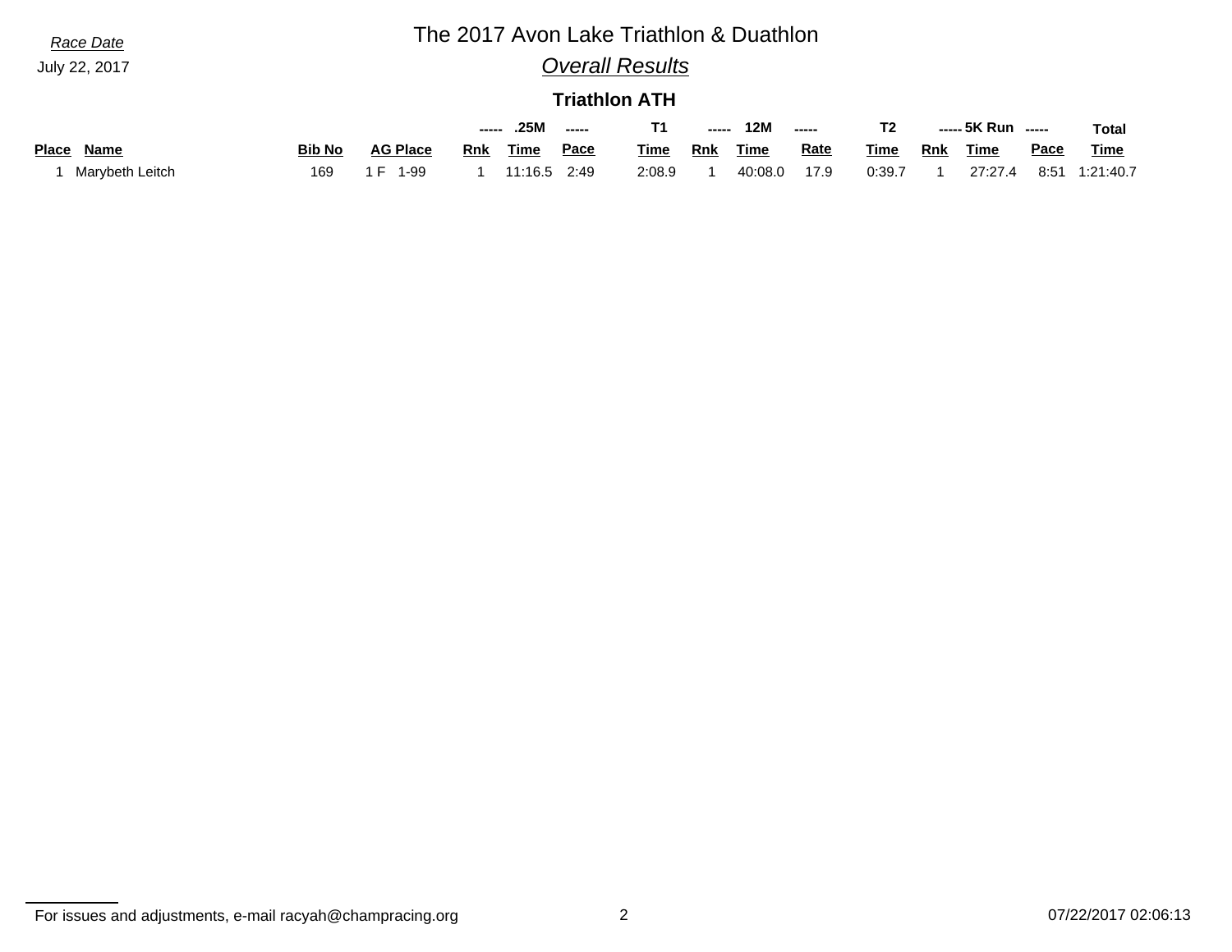*Race Date*

July 22, 2017

# The 2017 Avon Lake Triathlon & Duathlon

## *Overall Results*

### Triathlon ATH

| | | | | ----- .25M ----- | | | T1 | ----- 12M ----- | | | T2 | ----- 5K Run ----- | | | Total |
|---|---|---|---|---|---|---|---|---|---|---|---|---|---|---|---|
| **Place** | **Name** | **Bib No** | **AG Place** | **Rnk** | **Time** | **Pace** | **Time** | **Rnk** | **Time** | **Rate** | **Time** | **Rnk** | **Time** | **Pace** | **Time** |
| 1 | Marybeth Leitch | 169 | 1 F 1-99 | 1 | 11:16.5 | 2:49 | 2:08.9 | 1 | 40:08.0 | 17.9 | 0:39.7 | 1 | 27:27.4 | 8:51 | 1:21:40.7 |

For issues and adjustments, e-mail racyah@champracing.org

07/22/2017 02:06:13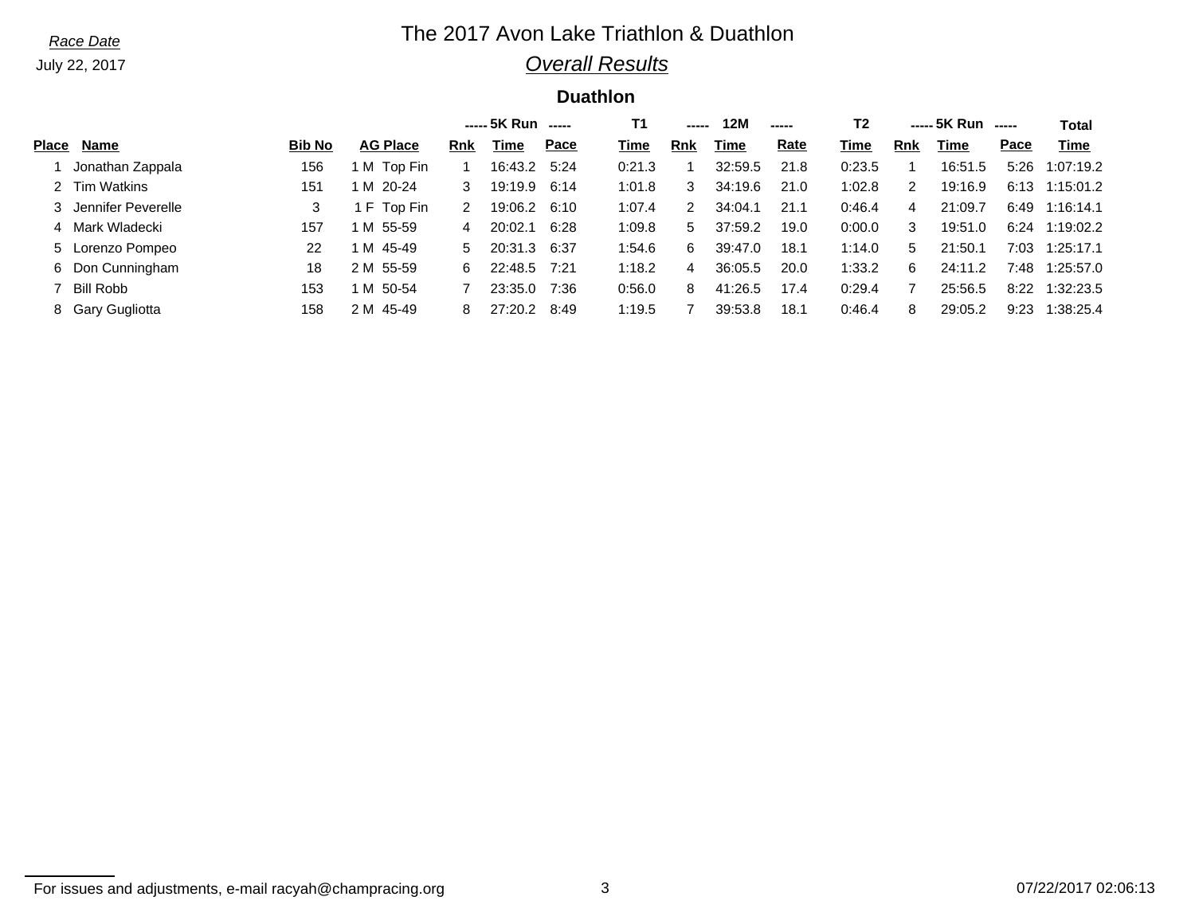*Race Date*

July 22, 2017

# The 2017 Avon Lake Triathlon & Duathlon

## *Overall Results*

### Duathlon

| | | | | ----- 5K Run ----- | | | T1 | ----- 12M ----- | | | T2 | ----- 5K Run ----- | | | Total |
|---|---|---|---|---|---|---|---|---|---|---|---|---|---|---|---|
| **Place** | **Name** | **Bib No** | **AG Place** | **Rnk** | **Time** | **Pace** | **Time** | **Rnk** | **Time** | **Rate** | **Time** | **Rnk** | **Time** | **Pace** | **Time** |
| 1 | Jonathan Zappala | 156 | 1 M Top Fin | 1 | 16:43.2 | 5:24 | 0:21.3 | 1 | 32:59.5 | 21.8 | 0:23.5 | 1 | 16:51.5 | 5:26 | 1:07:19.2 |
| 2 | Tim Watkins | 151 | 1 M 20-24 | 3 | 19:19.9 | 6:14 | 1:01.8 | 3 | 34:19.6 | 21.0 | 1:02.8 | 2 | 19:16.9 | 6:13 | 1:15:01.2 |
| 3 | Jennifer Peverelle | 3 | 1 F Top Fin | 2 | 19:06.2 | 6:10 | 1:07.4 | 2 | 34:04.1 | 21.1 | 0:46.4 | 4 | 21:09.7 | 6:49 | 1:16:14.1 |
| 4 | Mark Wladecki | 157 | 1 M 55-59 | 4 | 20:02.1 | 6:28 | 1:09.8 | 5 | 37:59.2 | 19.0 | 0:00.0 | 3 | 19:51.0 | 6:24 | 1:19:02.2 |
| 5 | Lorenzo Pompeo | 22 | 1 M 45-49 | 5 | 20:31.3 | 6:37 | 1:54.6 | 6 | 39:47.0 | 18.1 | 1:14.0 | 5 | 21:50.1 | 7:03 | 1:25:17.1 |
| 6 | Don Cunningham | 18 | 2 M 55-59 | 6 | 22:48.5 | 7:21 | 1:18.2 | 4 | 36:05.5 | 20.0 | 1:33.2 | 6 | 24:11.2 | 7:48 | 1:25:57.0 |
| 7 | Bill Robb | 153 | 1 M 50-54 | 7 | 23:35.0 | 7:36 | 0:56.0 | 8 | 41:26.5 | 17.4 | 0:29.4 | 7 | 25:56.5 | 8:22 | 1:32:23.5 |
| 8 | Gary Gugliotta | 158 | 2 M 45-49 | 8 | 27:20.2 | 8:49 | 1:19.5 | 7 | 39:53.8 | 18.1 | 0:46.4 | 8 | 29:05.2 | 9:23 | 1:38:25.4 |

For issues and adjustments, e-mail racyah@champracing.org

07/22/2017 02:06:13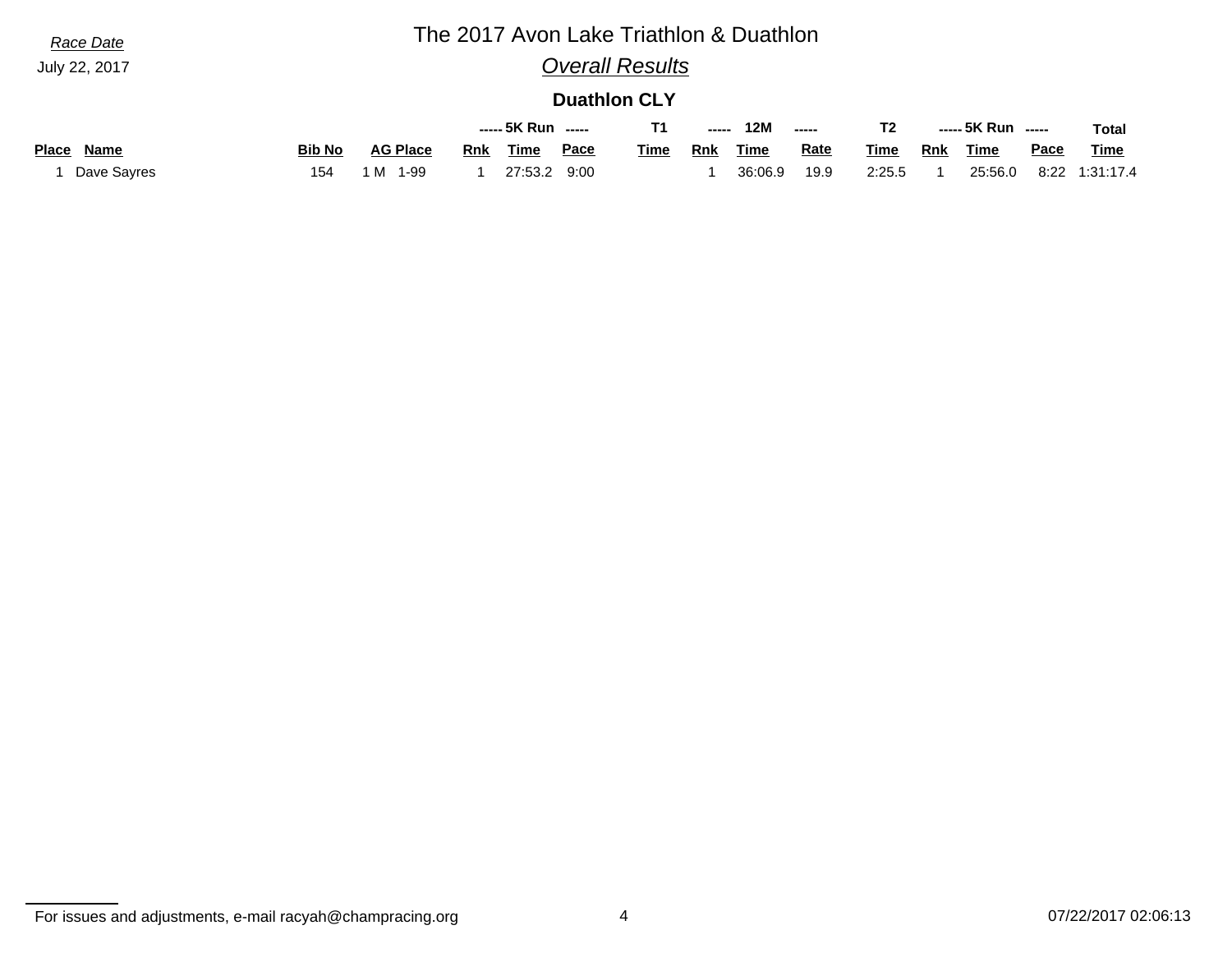Race Date

July 22, 2017

# The 2017 Avon Lake Triathlon & Duathlon

## *Overall Results*

### Duathlon CLY

| | | | | 5K Run | | | T1 | 12M | | | T2 | 5K Run | | | Total |
|---|---|---|---|---|---|---|---|---|---|---|---|---|---|---|---|
| Place | Name | Bib No | AG Place | Rnk | Time | Pace | Time | Rnk | Time | Rate | Time | Rnk | Time | Pace | Time |
| 1 | Dave Sayres | 154 | 1 M 1-99 | 1 | 27:53.2 | 9:00 | | 1 | 36:06.9 | 19.9 | 2:25.5 | 1 | 25:56.0 | 8:22 | 1:31:17.4 |

For issues and adjustments, e-mail racyah@champracing.org

07/22/2017 02:06:13